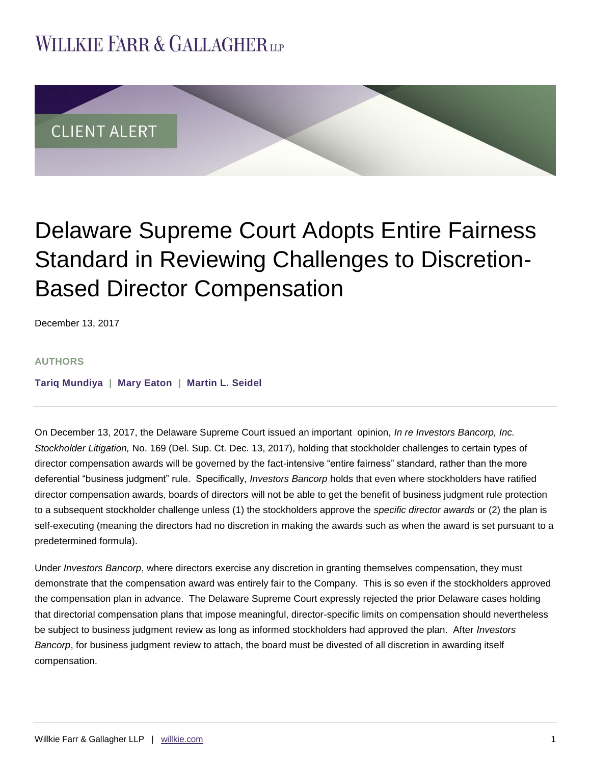WILLKIE FARR & GALLAGHER LLP

CLIENT ALERT

# Delaware Supreme Court Adopts Entire Fairness Standard in Reviewing Challenges to Discretion-Based Director Compensation

December 13, 2017

**AUTHORS**

**Tariq Mundiya | Mary Eaton | Martin L. Seidel**

On December 13, 2017, the Delaware Supreme Court issued an important opinion, *In re Investors Bancorp, Inc. Stockholder Litigation,* No. 169 (Del. Sup. Ct. Dec. 13, 2017), holding that stockholder challenges to certain types of director compensation awards will be governed by the fact-intensive "entire fairness" standard, rather than the more deferential "business judgment" rule. Specifically, *Investors Bancorp* holds that even where stockholders have ratified director compensation awards, boards of directors will not be able to get the benefit of business judgment rule protection to a subsequent stockholder challenge unless (1) the stockholders approve the *specific director awards* or (2) the plan is self-executing (meaning the directors had no discretion in making the awards such as when the award is set pursuant to a predetermined formula).

Under *Investors Bancorp*, where directors exercise any discretion in granting themselves compensation, they must demonstrate that the compensation award was entirely fair to the Company. This is so even if the stockholders approved the compensation plan in advance. The Delaware Supreme Court expressly rejected the prior Delaware cases holding that directorial compensation plans that impose meaningful, director-specific limits on compensation should nevertheless be subject to business judgment review as long as informed stockholders had approved the plan. After *Investors Bancorp*, for business judgment review to attach, the board must be divested of all discretion in awarding itself compensation.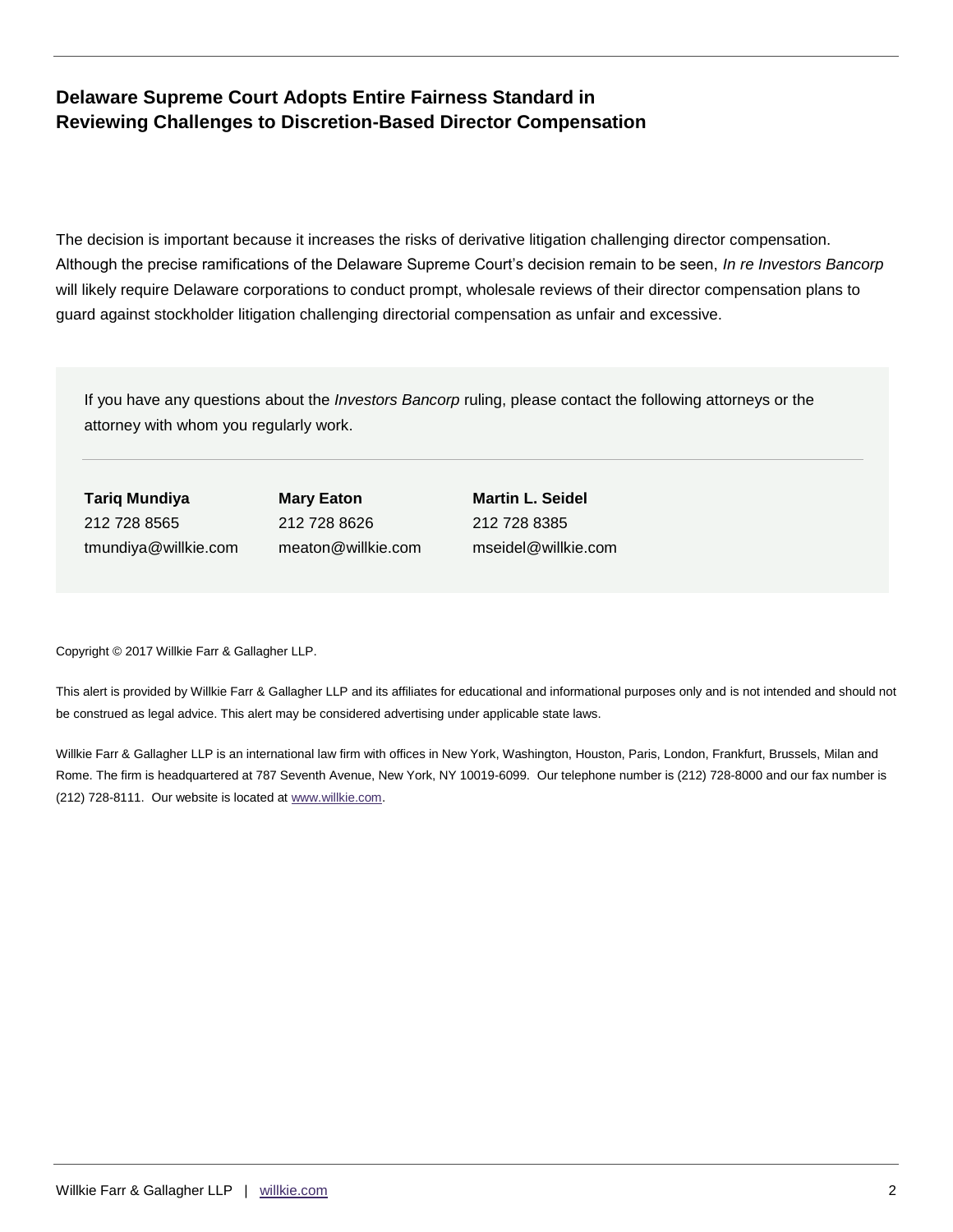**Delaware Supreme Court Adopts Entire Fairness Standard in Reviewing Challenges to Discretion-Based Director Compensation**

The decision is important because it increases the risks of derivative litigation challenging director compensation. Although the precise ramifications of the Delaware Supreme Court's decision remain to be seen, *In re Investors Bancorp* will likely require Delaware corporations to conduct prompt, wholesale reviews of their director compensation plans to guard against stockholder litigation challenging directorial compensation as unfair and excessive.

If you have any questions about the *Investors Bancorp* ruling, please contact the following attorneys or the attorney with whom you regularly work.

**Tariq Mundiya**
212 728 8565
tmundiya@willkie.com

**Mary Eaton**
212 728 8626
meaton@willkie.com

**Martin L. Seidel**
212 728 8385
mseidel@willkie.com

Copyright © 2017 Willkie Farr & Gallagher LLP.

This alert is provided by Willkie Farr & Gallagher LLP and its affiliates for educational and informational purposes only and is not intended and should not be construed as legal advice. This alert may be considered advertising under applicable state laws.

Willkie Farr & Gallagher LLP is an international law firm with offices in New York, Washington, Houston, Paris, London, Frankfurt, Brussels, Milan and Rome. The firm is headquartered at 787 Seventh Avenue, New York, NY 10019-6099. Our telephone number is (212) 728-8000 and our fax number is (212) 728-8111. Our website is located at www.willkie.com.